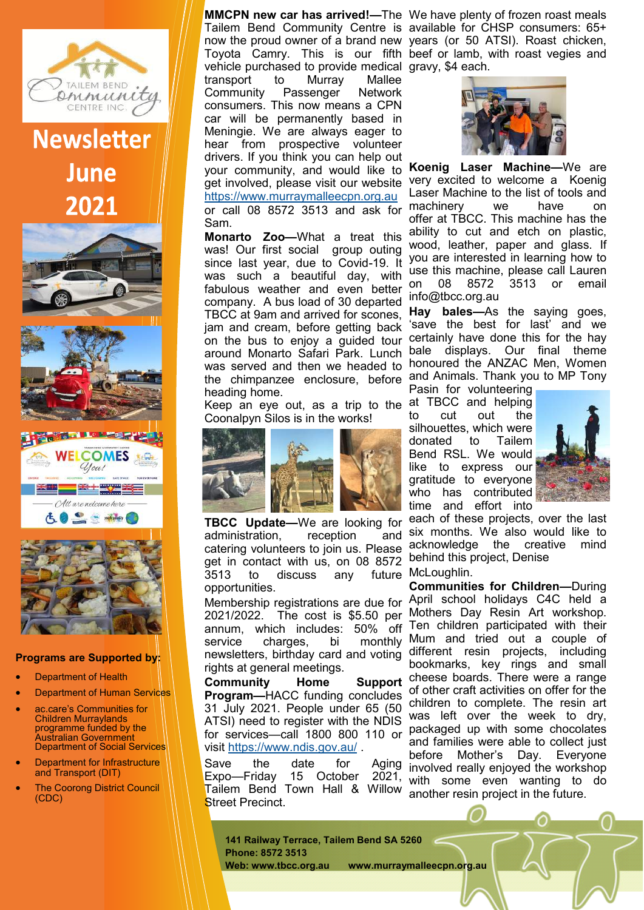# Newsletter June 2021

**MMCPN new car has arrived!**—The Tailem Bend Community Centre is now the proud owner of a brand new Toyota Camry. This is our fifth vehicle purchased to provide medical transport to Murray Mallee Community Passenger Network consumers. This now means a CPN car will be permanently based in Meningie. We are always eager to hear from prospective volunteer drivers. If you think you can help out your community, and would like to get involved, please visit our website https://www.murraymalleecpn.org.au or call 08 8572 3513 and ask for Sam.

**Monarto Zoo**—What a treat this was! Our first social group outing since last year, due to Covid-19. It was such a beautiful day, with fabulous weather and even better company. A bus load of 30 departed TBCC at 9am and arrived for scones, jam and cream, before getting back on the bus to enjoy a guided tour around Monarto Safari Park. Lunch was served and then we headed to the chimpanzee enclosure, before heading home.

Keep an eye out, as a trip to the Coonalpyn Silos is in the works!

**TBCC Update**—We are looking for administration, reception and catering volunteers to join us. Please get in contact with us, on 08 8572 3513 to discuss any future opportunities.

Membership registrations are due for 2021/2022. The cost is $5.50 per annum, which includes: 50% off service charges, bi monthly newsletters, birthday card and voting rights at general meetings.

**Community Home Support Program**—HACC funding concludes 31 July 2021. People under 65 (50 ATSI) need to register with the NDIS for services—call 1800 800 110 or visit https://www.ndis.gov.au/ .

Save the date for Aging Expo—Friday 15 October 2021, Tailem Bend Town Hall & Willow Street Precinct.

We have plenty of frozen roast meals available for CHSP consumers: 65+ years (or 50 ATSI). Roast chicken, beef or lamb, with roast vegies and gravy, $4 each.

**Koenig Laser Machine**—We are very excited to welcome a Koenig Laser Machine to the list of tools and machinery we have on offer at TBCC. This machine has the ability to cut and etch on plastic, wood, leather, paper and glass. If you are interested in learning how to use this machine, please call Lauren on 08 8572 3513 or email info@tbcc.org.au

**Hay bales**—As the saying goes, 'save the best for last' and we certainly have done this for the hay bale displays. Our final theme honoured the ANZAC Men, Women and Animals. Thank you to MP Tony Pasin for volunteering at TBCC and helping to cut out the silhouettes, which were donated to Tailem Bend RSL. We would like to express our gratitude to everyone who has contributed time and effort into each of these projects, over the last six months. We also would like to acknowledge the creative mind behind this project, Denise McLoughlin.

**Communities for Children**—During April school holidays C4C held a Mothers Day Resin Art workshop. Ten children participated with their Mum and tried out a couple of different resin projects, including bookmarks, key rings and small cheese boards. There were a range of other craft activities on offer for the children to complete. The resin art was left over the week to dry, packaged up with some chocolates and families were able to collect just before Mother's Day. Everyone involved really enjoyed the workshop, with some even wanting to do another resin project in the future.

**Programs are Supported by:**

- Department of Health
- Department of Human Services
- ac.care's Communities for Children Murraylands programme funded by the Australian Government Department of Social Services
- Department for Infrastructure and Transport (DIT)
- The Coorong District Council (CDC)

141 Railway Terrace, Tailem Bend SA 5260
Phone: 8572 3513
Web: www.tbcc.org.au www.murraymalleecpn.org.au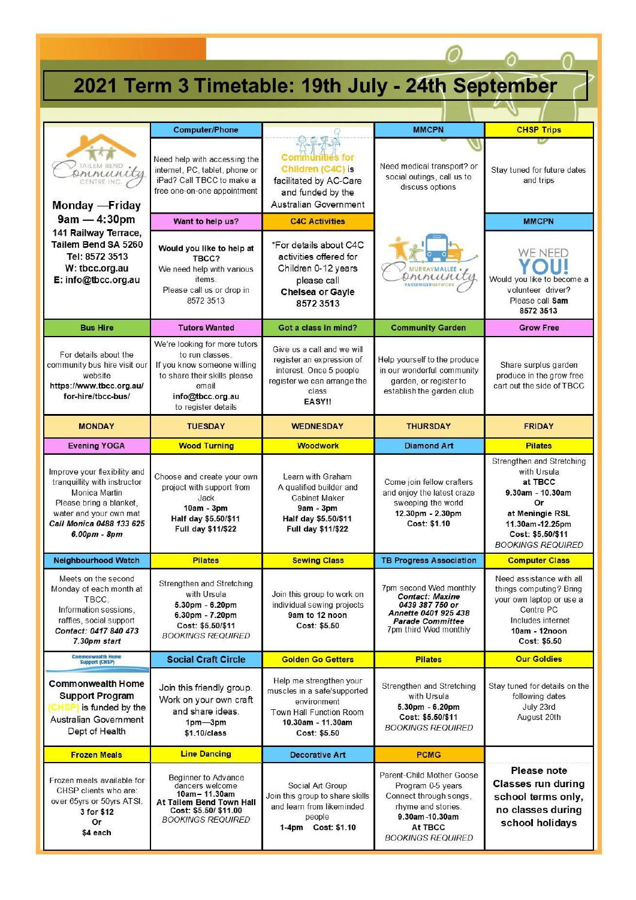# 2021 Term 3 Timetable: 19th July - 24th September

| | | | | |
|---|---|---|---|---|
| **Tailem Bend Community Centre Inc.** Monday —Friday 9am — 4:30pm 141 Railway Terrace, Tailem Bend SA 5260 Tel: 8572 3513 W: tbcc.org.au E: info@tbcc.org.au | **Computer/Phone** Need help with accessing the internet, PC, tablet, phone or iPad? Call TBCC to make a free one-on-one appointment | **Communities for Children (C4C)** is facilitated by AC-Care and funded by the Australian Government | **MMCPN** Need medical transport? or social outings, call us to discuss options | **CHSP Trips** Stay tuned for future dates and trips |
| | **Want to help us?** Would you like to help at TBCC? We need help with various items. Please call us or drop in 8572 3513 | **C4C Activities** *For details about C4C activities offered for Children 0-12 years please call **Chelsea or Gayle 8572 3513** | Murraymallee Community Passenger Network | **MMCPN** WE NEED YOU! Would you like to become a volunteer driver? Please call **Sam 8572 3513** |
| **Bus Hire** For details about the community bus hire visit our website **https://www.tbcc.org.au/for-hire/tbcc-bus/** | **Tutors Wanted** We're looking for more tutors to run classes. If you know someone willing to share their skills please email **info@tbcc.org.au** to register details | **Got a class in mind?** Give us a call and we will register an expression of interest. Once 5 people register we can arrange the class **EASY!!** | **Community Garden** Help yourself to the produce in our wonderful community garden, or register to establish the garden club | **Grow Free** Share surplus garden produce in the grow free cart out the side of TBCC |
| **MONDAY** | **TUESDAY** | **WEDNESDAY** | **THURSDAY** | **FRIDAY** |
| **Evening YOGA** Improve your flexibility and tranquillity with instructor Monica Martin Please bring a blanket, water and your own mat ***Call Monica 0488 133 625 6.00pm - 8pm*** | **Wood Turning** Choose and create your own project with support from Jack **10am - 3pm Half day $5.50/$11 Full day $11/$22** | **Woodwork** Learn with Graham A qualified builder and Cabinet Maker **9am - 3pm Half day $5.50/$11 Full day $11/$22** | **Diamond Art** Come join fellow crafters and enjoy the latest craze sweeping the world **12.30pm - 2.30pm Cost: $1.10** | **Pilates** Strengthen and Stretching with Ursula **at TBCC 9.30am - 10.30am Or at Meningie RSL 11.30am -12.25pm Cost: $5.50/$11** *BOOKINGS REQUIRED* |
| **Neighbourhood Watch** Meets on the second Monday of each month at TBCC. Information sessions, raffles, social support ***Contact: 0417 840 473 7.30pm start*** | **Pilates** Strengthen and Stretching with Ursula **5.30pm - 6.20pm 6.30pm - 7.20pm Cost: $5.50/$11** *BOOKINGS REQUIRED* | **Sewing Class** Join this group to work on individual sewing projects **9am to 12 noon Cost: $5.50** | **TB Progress Association** 7pm second Wed monthly ***Contact: Maxine 0439 387 750 or Annette 0401 925 438 Parade Committee*** 7pm third Wed monthly | **Computer Class** Need assistance with all things computing? Bring your own laptop or use a Centre PC Includes internet **10am - 12noon Cost: $5.50** |
| **Commonwealth Home Support Program (CHSP)** is funded by the Australian Government Dept of Health | **Social Craft Circle** Join this friendly group. Work on your own craft and share ideas. **1pm—3pm $1.10/class** | **Golden Go Getters** Help me strengthen your muscles in a safe/supported environment Town Hall Function Room **10.30am - 11.30am Cost: $5.50** | **Pilates** Strengthen and Stretching with Ursula **5.30pm - 6.20pm Cost: $5.50/$11** *BOOKINGS REQUIRED* | **Our Goldies** Stay tuned for details on the following dates July 23rd August 20th |
| **Frozen Meals** Frozen meals available for CHSP clients who are: over 65yrs or 50yrs ATSI. **3 for $12 Or $4 each** | **Line Dancing** Beginner to Advance dancers welcome **10am– 11.30am At Tailem Bend Town Hall Cost: $5.50/ $11.00** *BOOKINGS REQUIRED* | **Decorative Art** Social Art Group Join this group to share skills and learn from likeminded people **1-4pm Cost: $1.10** | **PCMG** Parent-Child Mother Goose Program 0-5 years Connect through songs, rhyme and stories. **9.30am -10.30am At TBCC** *BOOKINGS REQUIRED* | **Please note Classes run during school terms only, no classes during school holidays** |